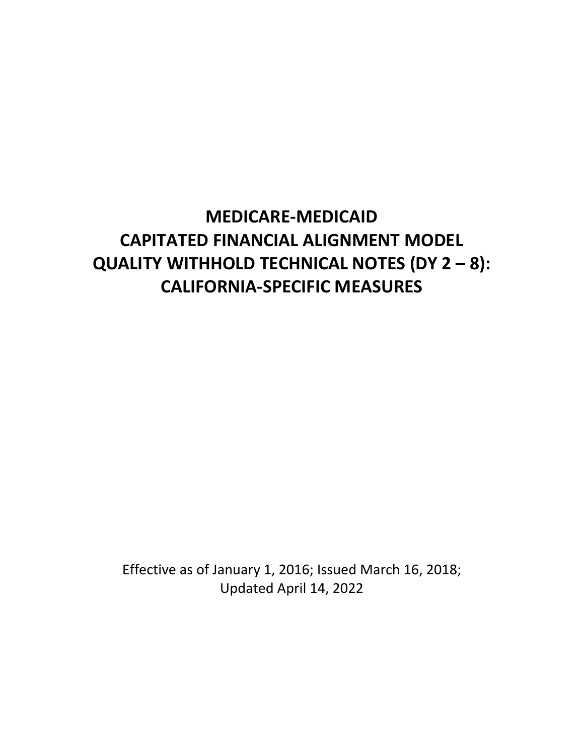# MEDICARE-MEDICAID CAPITATED FINANCIAL ALIGNMENT MODEL QUALITY WITHHOLD TECHNICAL NOTES (DY 2 – 8): CALIFORNIA-SPECIFIC MEASURES

Effective as of January 1, 2016; Issued March 16, 2018; Updated April 14, 2022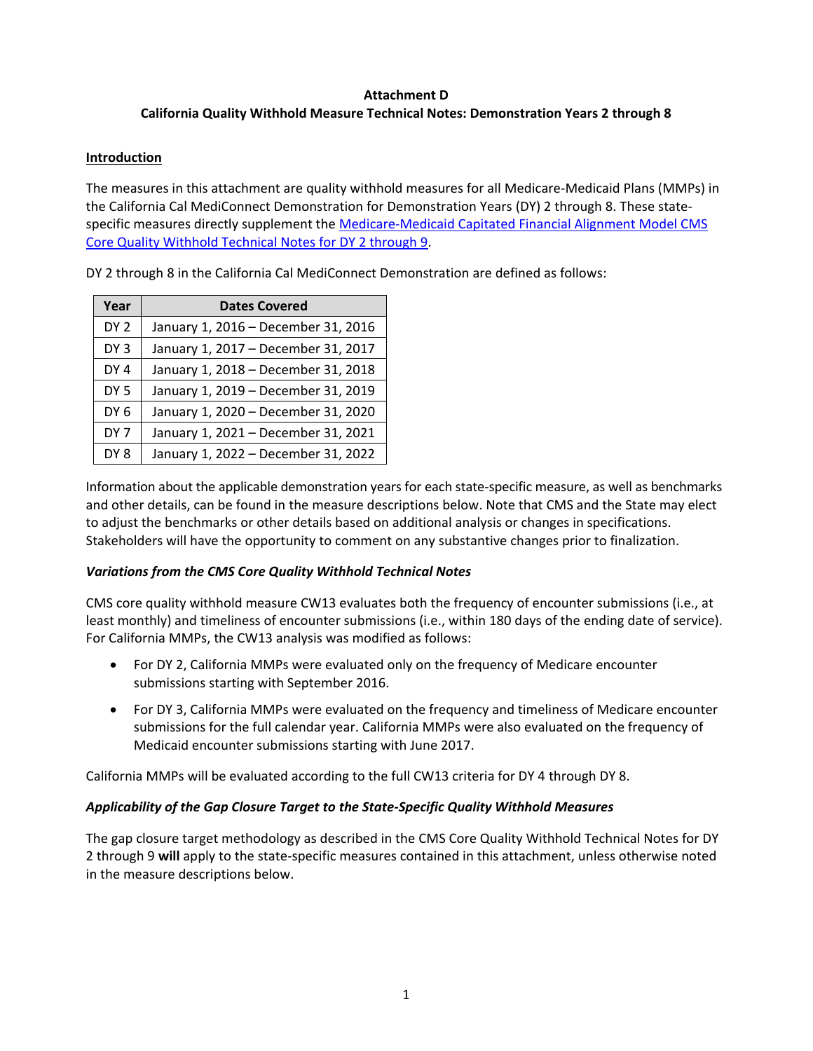**Attachment D**
**California Quality Withhold Measure Technical Notes: Demonstration Years 2 through 8**

## Introduction

The measures in this attachment are quality withhold measures for all Medicare-Medicaid Plans (MMPs) in the California Cal MediConnect Demonstration for Demonstration Years (DY) 2 through 8. These state-specific measures directly supplement the [Medicare-Medicaid Capitated Financial Alignment Model CMS Core Quality Withhold Technical Notes for DY 2 through 9](#).

DY 2 through 8 in the California Cal MediConnect Demonstration are defined as follows:

| Year | Dates Covered |
|---|---|
| DY 2 | January 1, 2016 – December 31, 2016 |
| DY 3 | January 1, 2017 – December 31, 2017 |
| DY 4 | January 1, 2018 – December 31, 2018 |
| DY 5 | January 1, 2019 – December 31, 2019 |
| DY 6 | January 1, 2020 – December 31, 2020 |
| DY 7 | January 1, 2021 – December 31, 2021 |
| DY 8 | January 1, 2022 – December 31, 2022 |

Information about the applicable demonstration years for each state-specific measure, as well as benchmarks and other details, can be found in the measure descriptions below. Note that CMS and the State may elect to adjust the benchmarks or other details based on additional analysis or changes in specifications. Stakeholders will have the opportunity to comment on any substantive changes prior to finalization.

### *Variations from the CMS Core Quality Withhold Technical Notes*

CMS core quality withhold measure CW13 evaluates both the frequency of encounter submissions (i.e., at least monthly) and timeliness of encounter submissions (i.e., within 180 days of the ending date of service). For California MMPs, the CW13 analysis was modified as follows:

- For DY 2, California MMPs were evaluated only on the frequency of Medicare encounter submissions starting with September 2016.
- For DY 3, California MMPs were evaluated on the frequency and timeliness of Medicare encounter submissions for the full calendar year. California MMPs were also evaluated on the frequency of Medicaid encounter submissions starting with June 2017.

California MMPs will be evaluated according to the full CW13 criteria for DY 4 through DY 8.

### *Applicability of the Gap Closure Target to the State-Specific Quality Withhold Measures*

The gap closure target methodology as described in the CMS Core Quality Withhold Technical Notes for DY 2 through 9 **will** apply to the state-specific measures contained in this attachment, unless otherwise noted in the measure descriptions below.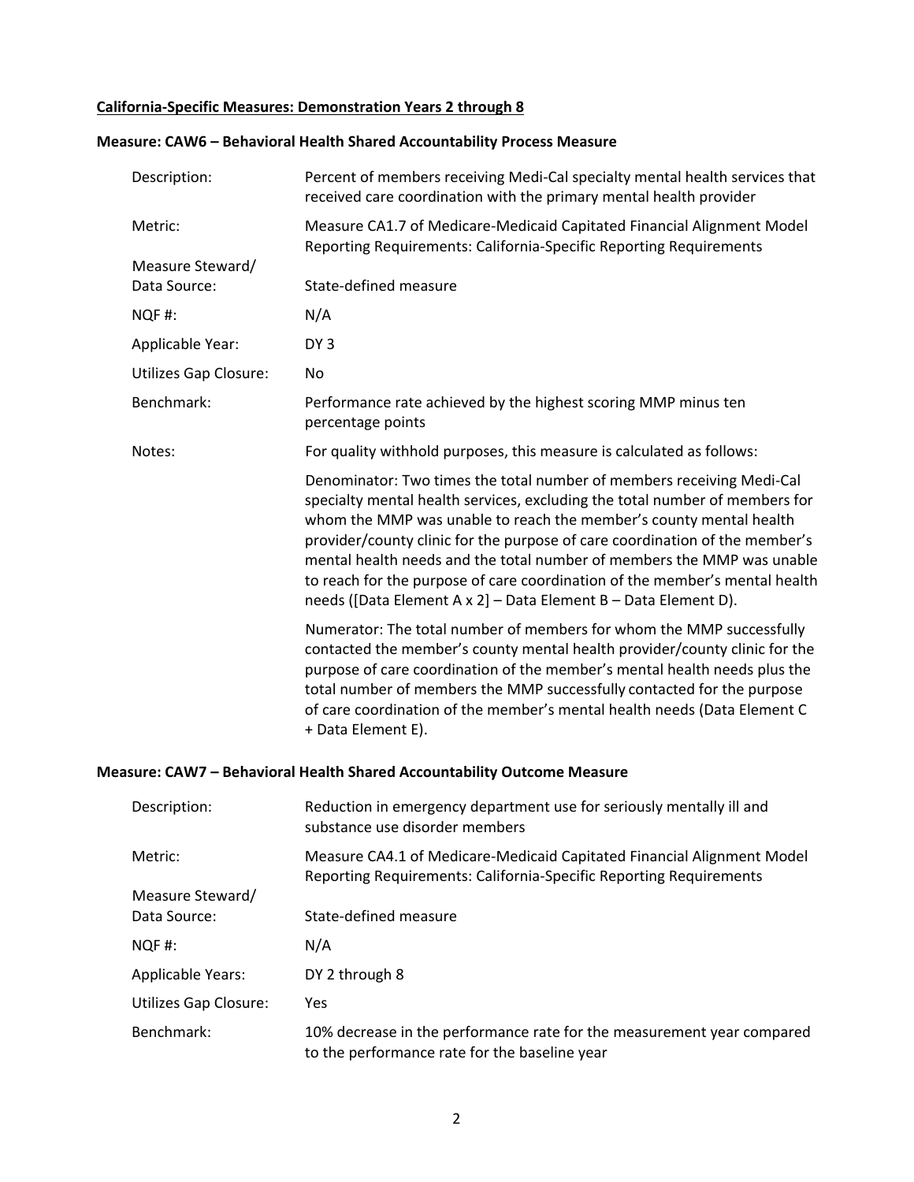**California-Specific Measures: Demonstration Years 2 through 8**

**Measure: CAW6 – Behavioral Health Shared Accountability Process Measure**

| | |
|---|---|
| Description: | Percent of members receiving Medi-Cal specialty mental health services that received care coordination with the primary mental health provider |
| Metric: | Measure CA1.7 of Medicare-Medicaid Capitated Financial Alignment Model Reporting Requirements: California-Specific Reporting Requirements |
| Measure Steward/ Data Source: | State-defined measure |
| NQF #: | N/A |
| Applicable Year: | DY 3 |
| Utilizes Gap Closure: | No |
| Benchmark: | Performance rate achieved by the highest scoring MMP minus ten percentage points |
| Notes: | For quality withhold purposes, this measure is calculated as follows: |
| | Denominator: Two times the total number of members receiving Medi-Cal specialty mental health services, excluding the total number of members for whom the MMP was unable to reach the member's county mental health provider/county clinic for the purpose of care coordination of the member's mental health needs and the total number of members the MMP was unable to reach for the purpose of care coordination of the member's mental health needs ([Data Element A x 2] – Data Element B – Data Element D). |
| | Numerator: The total number of members for whom the MMP successfully contacted the member's county mental health provider/county clinic for the purpose of care coordination of the member's mental health needs plus the total number of members the MMP successfully contacted for the purpose of care coordination of the member's mental health needs (Data Element C + Data Element E). |

**Measure: CAW7 – Behavioral Health Shared Accountability Outcome Measure**

| | |
|---|---|
| Description: | Reduction in emergency department use for seriously mentally ill and substance use disorder members |
| Metric: | Measure CA4.1 of Medicare-Medicaid Capitated Financial Alignment Model Reporting Requirements: California-Specific Reporting Requirements |
| Measure Steward/ Data Source: | State-defined measure |
| NQF #: | N/A |
| Applicable Years: | DY 2 through 8 |
| Utilizes Gap Closure: | Yes |
| Benchmark: | 10% decrease in the performance rate for the measurement year compared to the performance rate for the baseline year |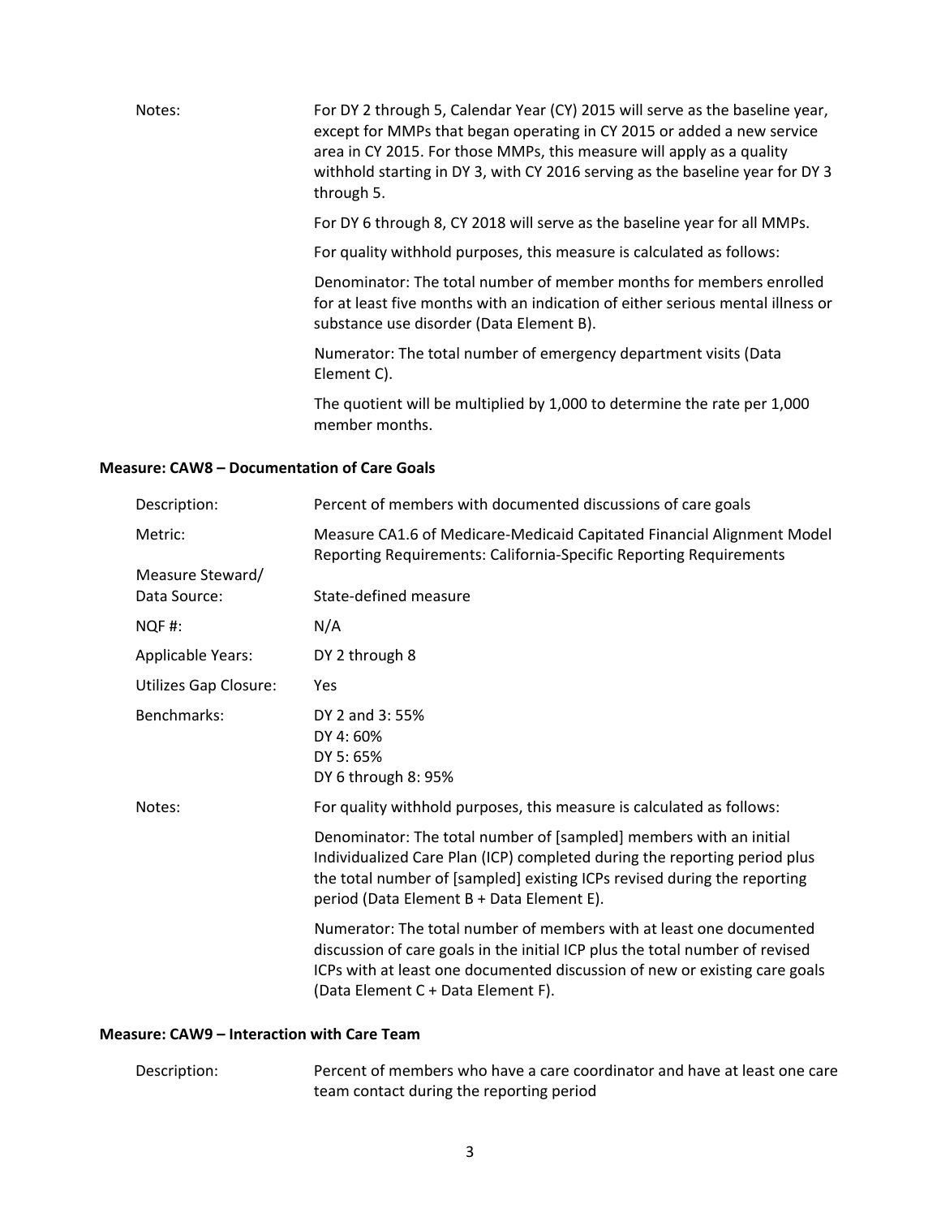| | |
|---|---|
| Notes: | For DY 2 through 5, Calendar Year (CY) 2015 will serve as the baseline year, except for MMPs that began operating in CY 2015 or added a new service area in CY 2015. For those MMPs, this measure will apply as a quality withhold starting in DY 3, with CY 2016 serving as the baseline year for DY 3 through 5.<br><br>For DY 6 through 8, CY 2018 will serve as the baseline year for all MMPs.<br><br>For quality withhold purposes, this measure is calculated as follows:<br><br>Denominator: The total number of member months for members enrolled for at least five months with an indication of either serious mental illness or substance use disorder (Data Element B).<br><br>Numerator: The total number of emergency department visits (Data Element C).<br><br>The quotient will be multiplied by 1,000 to determine the rate per 1,000 member months. |

### Measure: CAW8 – Documentation of Care Goals

| | |
|---|---|
| Description: | Percent of members with documented discussions of care goals |
| Metric: | Measure CA1.6 of Medicare-Medicaid Capitated Financial Alignment Model Reporting Requirements: California-Specific Reporting Requirements |
| Measure Steward/ Data Source: | State-defined measure |
| NQF #: | N/A |
| Applicable Years: | DY 2 through 8 |
| Utilizes Gap Closure: | Yes |
| Benchmarks: | DY 2 and 3: 55%<br>DY 4: 60%<br>DY 5: 65%<br>DY 6 through 8: 95% |
| Notes: | For quality withhold purposes, this measure is calculated as follows:<br><br>Denominator: The total number of [sampled] members with an initial Individualized Care Plan (ICP) completed during the reporting period plus the total number of [sampled] existing ICPs revised during the reporting period (Data Element B + Data Element E).<br><br>Numerator: The total number of members with at least one documented discussion of care goals in the initial ICP plus the total number of revised ICPs with at least one documented discussion of new or existing care goals (Data Element C + Data Element F). |

### Measure: CAW9 – Interaction with Care Team

| | |
|---|---|
| Description: | Percent of members who have a care coordinator and have at least one care team contact during the reporting period |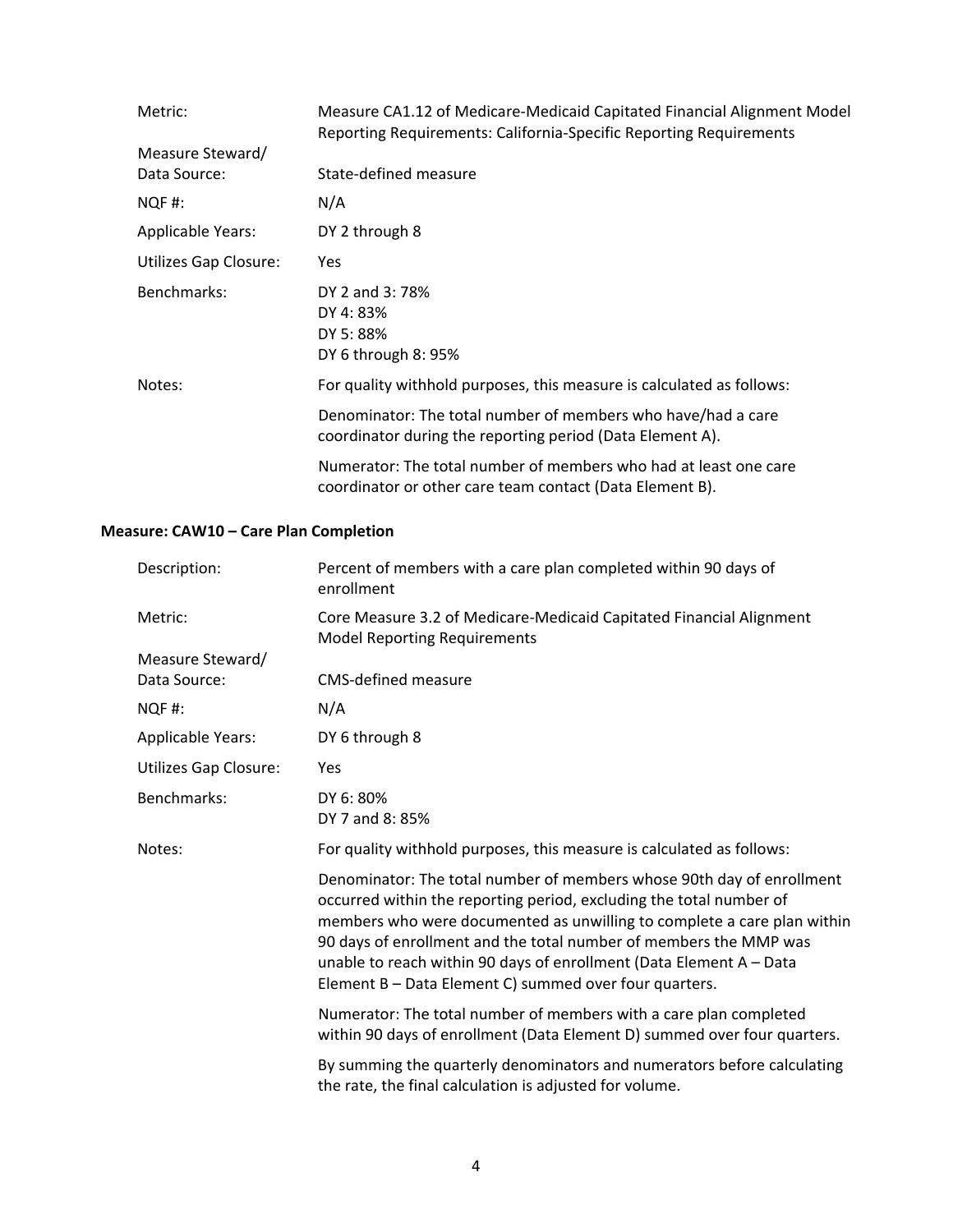| | |
|---|---|
| Metric: | Measure CA1.12 of Medicare-Medicaid Capitated Financial Alignment Model Reporting Requirements: California-Specific Reporting Requirements |
| Measure Steward/ Data Source: | State-defined measure |
| NQF #: | N/A |
| Applicable Years: | DY 2 through 8 |
| Utilizes Gap Closure: | Yes |
| Benchmarks: | DY 2 and 3: 78%<br>DY 4: 83%<br>DY 5: 88%<br>DY 6 through 8: 95% |
| Notes: | For quality withhold purposes, this measure is calculated as follows:<br><br>Denominator: The total number of members who have/had a care coordinator during the reporting period (Data Element A).<br><br>Numerator: The total number of members who had at least one care coordinator or other care team contact (Data Element B). |

**Measure: CAW10 – Care Plan Completion**

| | |
|---|---|
| Description: | Percent of members with a care plan completed within 90 days of enrollment |
| Metric: | Core Measure 3.2 of Medicare-Medicaid Capitated Financial Alignment Model Reporting Requirements |
| Measure Steward/ Data Source: | CMS-defined measure |
| NQF #: | N/A |
| Applicable Years: | DY 6 through 8 |
| Utilizes Gap Closure: | Yes |
| Benchmarks: | DY 6: 80%<br>DY 7 and 8: 85% |
| Notes: | For quality withhold purposes, this measure is calculated as follows:<br><br>Denominator: The total number of members whose 90th day of enrollment occurred within the reporting period, excluding the total number of members who were documented as unwilling to complete a care plan within 90 days of enrollment and the total number of members the MMP was unable to reach within 90 days of enrollment (Data Element A – Data Element B – Data Element C) summed over four quarters.<br><br>Numerator: The total number of members with a care plan completed within 90 days of enrollment (Data Element D) summed over four quarters.<br><br>By summing the quarterly denominators and numerators before calculating the rate, the final calculation is adjusted for volume. |